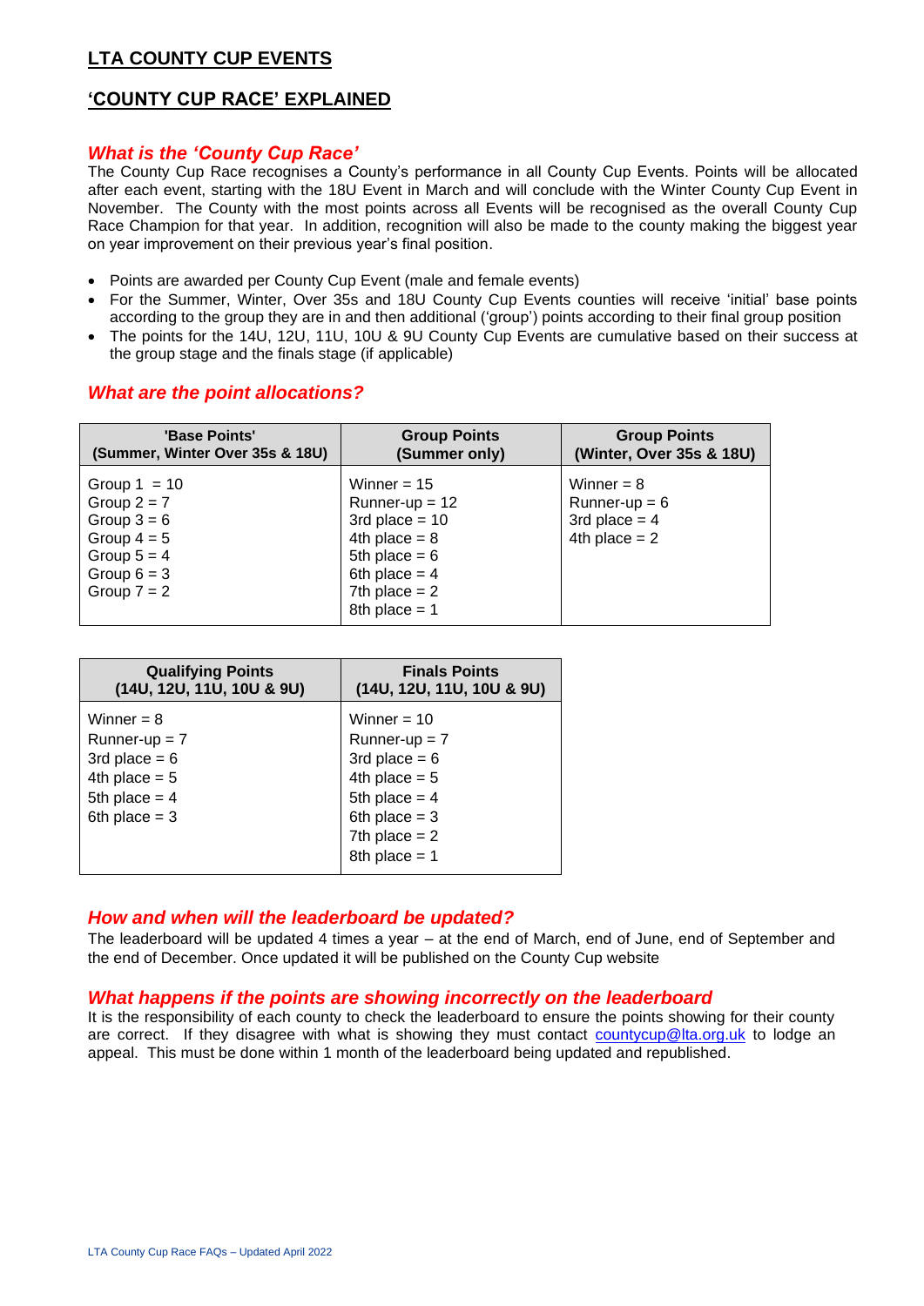# LTA COUNTY CUP EVENTS

## 'COUNTY CUP RACE' EXPLAINED

### *What is the 'County Cup Race'*

The County Cup Race recognises a County's performance in all County Cup Events. Points will be allocated after each event, starting with the 18U Event in March and will conclude with the Winter County Cup Event in November. The County with the most points across all Events will be recognised as the overall County Cup Race Champion for that year. In addition, recognition will also be made to the county making the biggest year on year improvement on their previous year's final position.

- Points are awarded per County Cup Event (male and female events)
- For the Summer, Winter, Over 35s and 18U County Cup Events counties will receive 'initial' base points according to the group they are in and then additional ('group') points according to their final group position
- The points for the 14U, 12U, 11U, 10U & 9U County Cup Events are cumulative based on their success at the group stage and the finals stage (if applicable)

### *What are the point allocations?*

| 'Base Points' (Summer, Winter Over 35s & 18U) | Group Points (Summer only) | Group Points (Winter, Over 35s & 18U) |
|---|---|---|
| Group 1 = 10 | Winner = 15 | Winner = 8 |
| Group 2 = 7 | Runner-up = 12 | Runner-up = 6 |
| Group 3 = 6 | 3rd place = 10 | 3rd place = 4 |
| Group 4 = 5 | 4th place = 8 | 4th place = 2 |
| Group 5 = 4 | 5th place = 6 | |
| Group 6 = 3 | 6th place = 4 | |
| Group 7 = 2 | 7th place = 2 | |
| | 8th place = 1 | |

| Qualifying Points (14U, 12U, 11U, 10U & 9U) | Finals Points (14U, 12U, 11U, 10U & 9U) |
|---|---|
| Winner = 8 | Winner = 10 |
| Runner-up = 7 | Runner-up = 7 |
| 3rd place = 6 | 3rd place = 6 |
| 4th place = 5 | 4th place = 5 |
| 5th place = 4 | 5th place = 4 |
| 6th place = 3 | 6th place = 3 |
| | 7th place = 2 |
| | 8th place = 1 |

### *How and when will the leaderboard be updated?*

The leaderboard will be updated 4 times a year – at the end of March, end of June, end of September and the end of December. Once updated it will be published on the County Cup website

### *What happens if the points are showing incorrectly on the leaderboard*

It is the responsibility of each county to check the leaderboard to ensure the points showing for their county are correct. If they disagree with what is showing they must contact countycup@lta.org.uk to lodge an appeal. This must be done within 1 month of the leaderboard being updated and republished.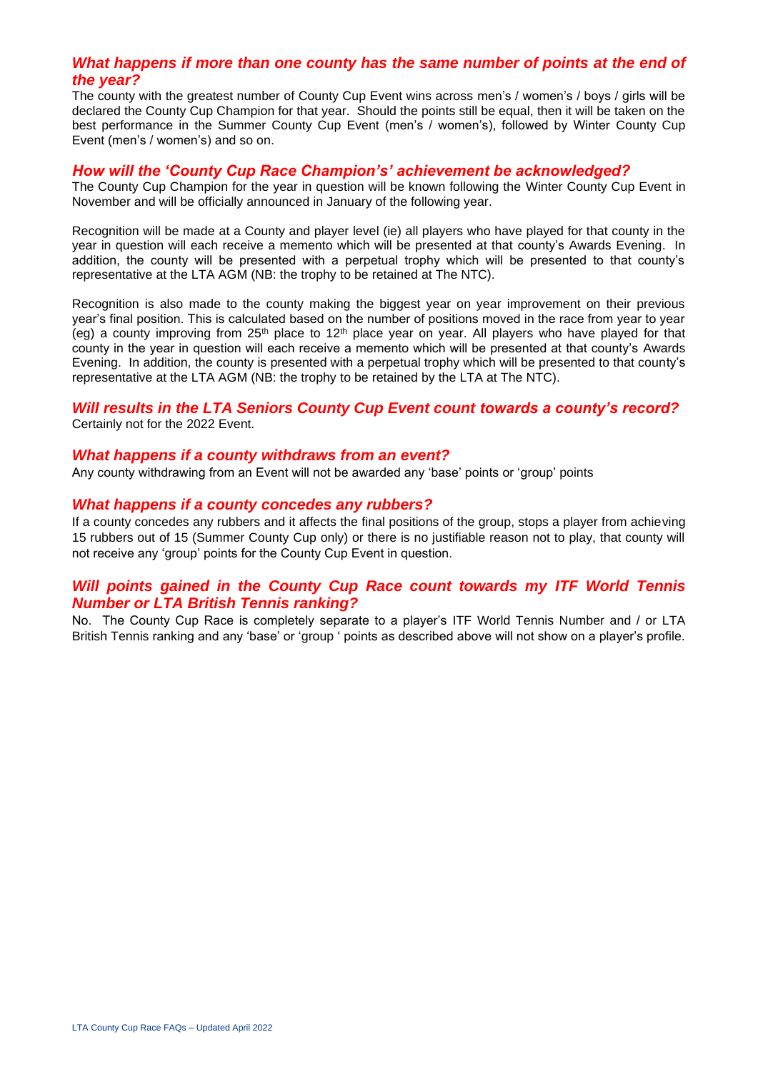### *What happens if more than one county has the same number of points at the end of the year?*

The county with the greatest number of County Cup Event wins across men's / women's / boys / girls will be declared the County Cup Champion for that year. Should the points still be equal, then it will be taken on the best performance in the Summer County Cup Event (men's / women's), followed by Winter County Cup Event (men's / women's) and so on.

### *How will the 'County Cup Race Champion's' achievement be acknowledged?*

The County Cup Champion for the year in question will be known following the Winter County Cup Event in November and will be officially announced in January of the following year.

Recognition will be made at a County and player level (ie) all players who have played for that county in the year in question will each receive a memento which will be presented at that county's Awards Evening. In addition, the county will be presented with a perpetual trophy which will be presented to that county's representative at the LTA AGM (NB: the trophy to be retained at The NTC).

Recognition is also made to the county making the biggest year on year improvement on their previous year's final position. This is calculated based on the number of positions moved in the race from year to year (eg) a county improving from 25th place to 12th place year on year. All players who have played for that county in the year in question will each receive a memento which will be presented at that county's Awards Evening. In addition, the county is presented with a perpetual trophy which will be presented to that county's representative at the LTA AGM (NB: the trophy to be retained by the LTA at The NTC).

### *Will results in the LTA Seniors County Cup Event count towards a county's record?*

Certainly not for the 2022 Event.

### *What happens if a county withdraws from an event?*

Any county withdrawing from an Event will not be awarded any 'base' points or 'group' points

### *What happens if a county concedes any rubbers?*

If a county concedes any rubbers and it affects the final positions of the group, stops a player from achieving 15 rubbers out of 15 (Summer County Cup only) or there is no justifiable reason not to play, that county will not receive any 'group' points for the County Cup Event in question.

### *Will points gained in the County Cup Race count towards my ITF World Tennis Number or LTA British Tennis ranking?*

No. The County Cup Race is completely separate to a player's ITF World Tennis Number and / or LTA British Tennis ranking and any 'base' or 'group ' points as described above will not show on a player's profile.